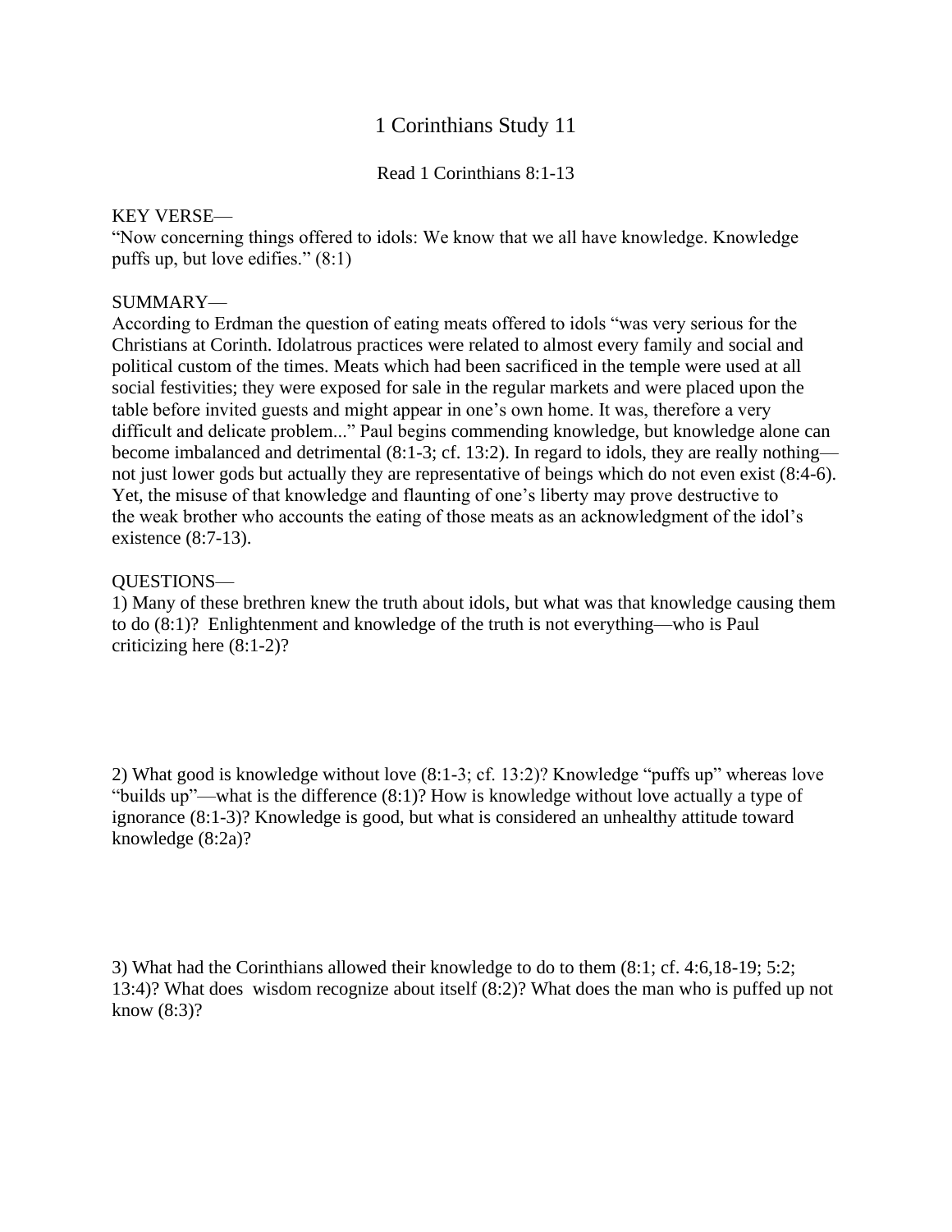# 1 Corinthians Study 11

Read 1 Corinthians 8:1-13

KEY VERSE—
"Now concerning things offered to idols: We know that we all have knowledge. Knowledge puffs up, but love edifies." (8:1)

SUMMARY—
According to Erdman the question of eating meats offered to idols "was very serious for the Christians at Corinth. Idolatrous practices were related to almost every family and social and political custom of the times. Meats which had been sacrificed in the temple were used at all social festivities; they were exposed for sale in the regular markets and were placed upon the table before invited guests and might appear in one's own home. It was, therefore a very difficult and delicate problem..." Paul begins commending knowledge, but knowledge alone can become imbalanced and detrimental (8:1-3; cf. 13:2). In regard to idols, they are really nothing—not just lower gods but actually they are representative of beings which do not even exist (8:4-6). Yet, the misuse of that knowledge and flaunting of one's liberty may prove destructive to the weak brother who accounts the eating of those meats as an acknowledgment of the idol's existence (8:7-13).

QUESTIONS—
1) Many of these brethren knew the truth about idols, but what was that knowledge causing them to do (8:1)? Enlightenment and knowledge of the truth is not everything—who is Paul criticizing here (8:1-2)?

2) What good is knowledge without love (8:1-3; cf. 13:2)? Knowledge "puffs up" whereas love "builds up"—what is the difference (8:1)? How is knowledge without love actually a type of ignorance (8:1-3)? Knowledge is good, but what is considered an unhealthy attitude toward knowledge (8:2a)?

3) What had the Corinthians allowed their knowledge to do to them (8:1; cf. 4:6,18-19; 5:2; 13:4)? What does wisdom recognize about itself (8:2)? What does the man who is puffed up not know (8:3)?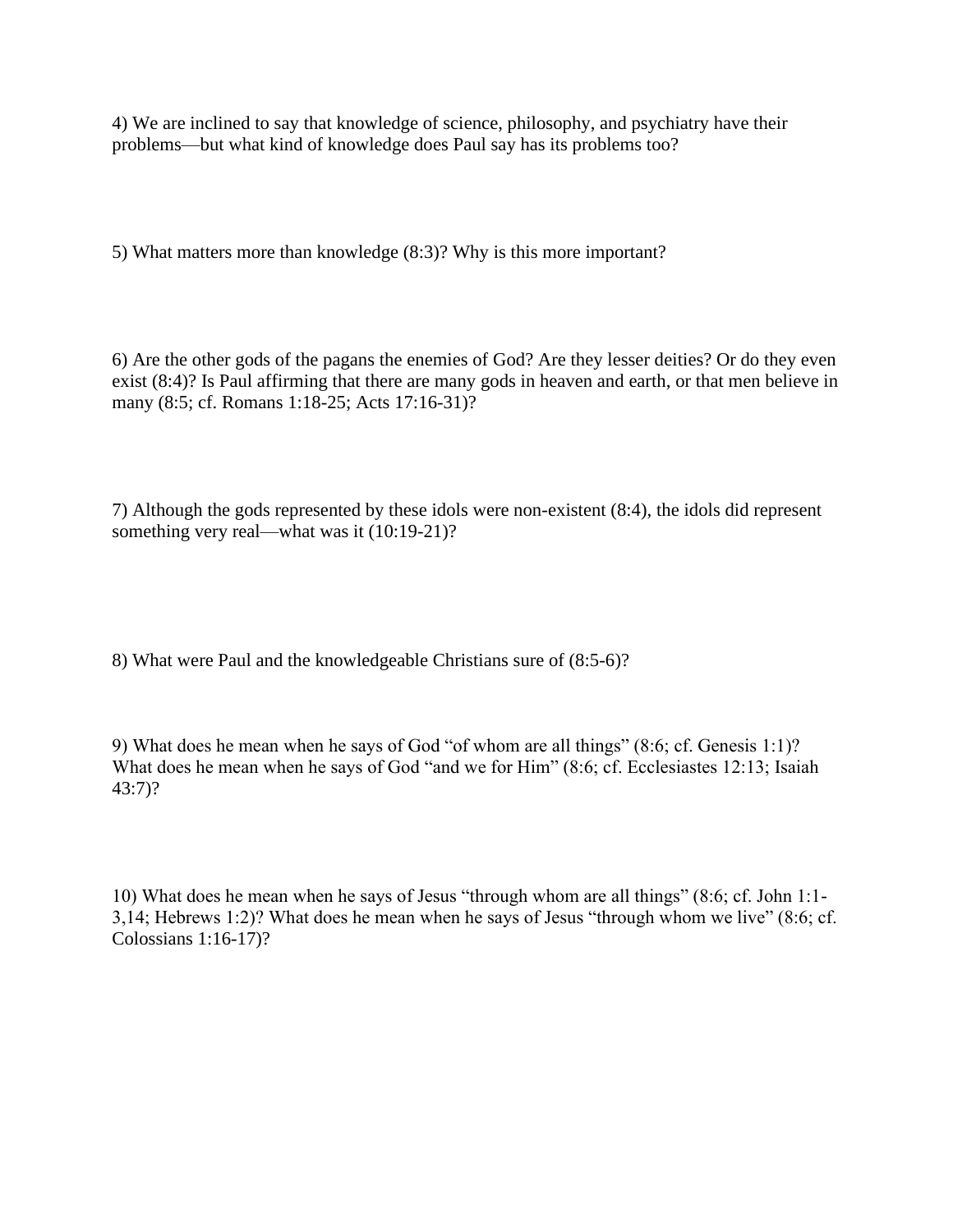4) We are inclined to say that knowledge of science, philosophy, and psychiatry have their problems—but what kind of knowledge does Paul say has its problems too?

5) What matters more than knowledge (8:3)? Why is this more important?

6) Are the other gods of the pagans the enemies of God? Are they lesser deities? Or do they even exist (8:4)? Is Paul affirming that there are many gods in heaven and earth, or that men believe in many (8:5; cf. Romans 1:18-25; Acts 17:16-31)?

7) Although the gods represented by these idols were non-existent (8:4), the idols did represent something very real—what was it (10:19-21)?

8) What were Paul and the knowledgeable Christians sure of (8:5-6)?

9) What does he mean when he says of God "of whom are all things" (8:6; cf. Genesis 1:1)? What does he mean when he says of God "and we for Him" (8:6; cf. Ecclesiastes 12:13; Isaiah 43:7)?

10) What does he mean when he says of Jesus "through whom are all things" (8:6; cf. John 1:1-3,14; Hebrews 1:2)? What does he mean when he says of Jesus "through whom we live" (8:6; cf. Colossians 1:16-17)?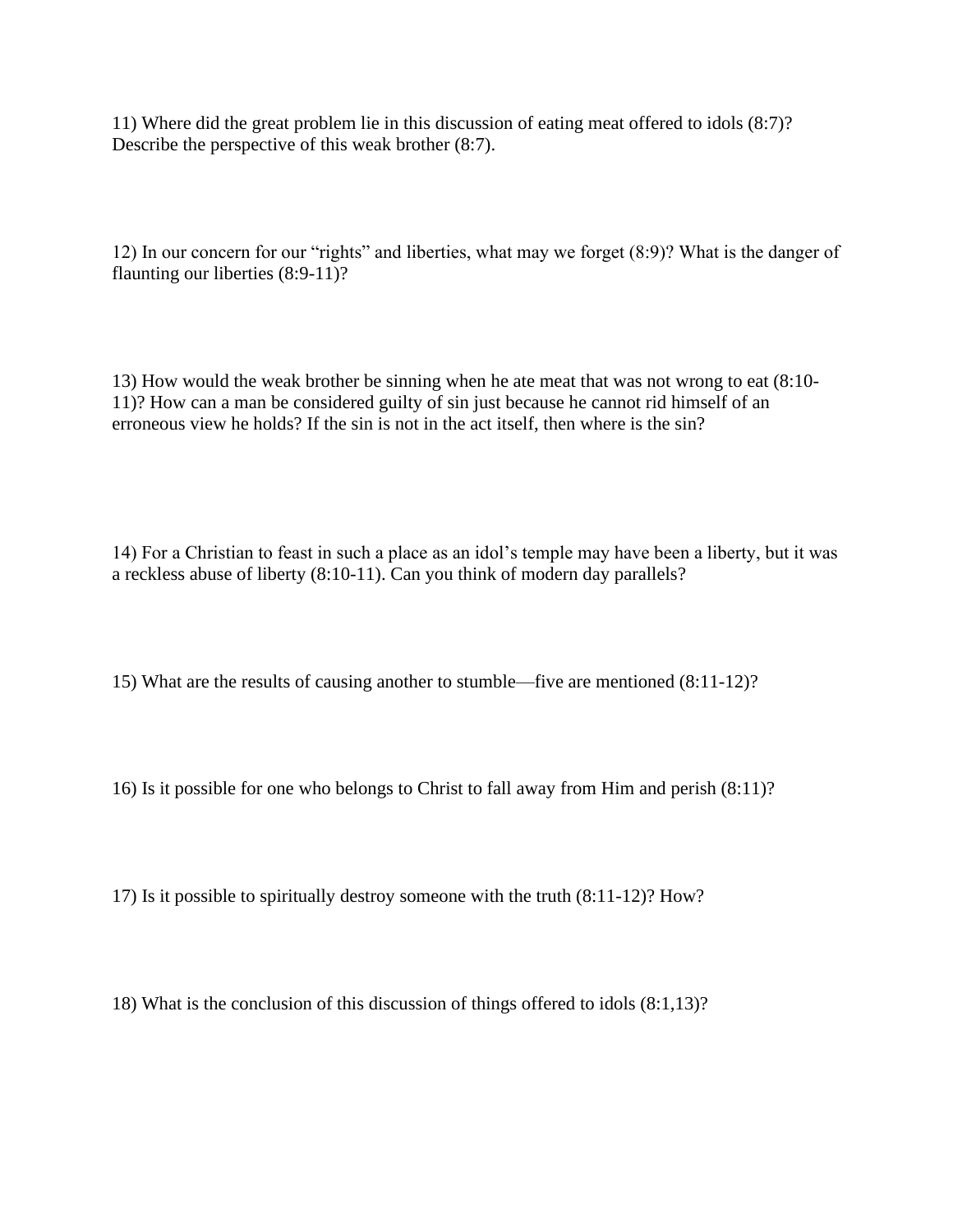11) Where did the great problem lie in this discussion of eating meat offered to idols (8:7)? Describe the perspective of this weak brother (8:7).

12) In our concern for our "rights" and liberties, what may we forget (8:9)? What is the danger of flaunting our liberties (8:9-11)?

13) How would the weak brother be sinning when he ate meat that was not wrong to eat (8:10-11)? How can a man be considered guilty of sin just because he cannot rid himself of an erroneous view he holds? If the sin is not in the act itself, then where is the sin?

14) For a Christian to feast in such a place as an idol's temple may have been a liberty, but it was a reckless abuse of liberty (8:10-11). Can you think of modern day parallels?

15) What are the results of causing another to stumble—five are mentioned (8:11-12)?

16) Is it possible for one who belongs to Christ to fall away from Him and perish (8:11)?

17) Is it possible to spiritually destroy someone with the truth (8:11-12)? How?

18) What is the conclusion of this discussion of things offered to idols (8:1,13)?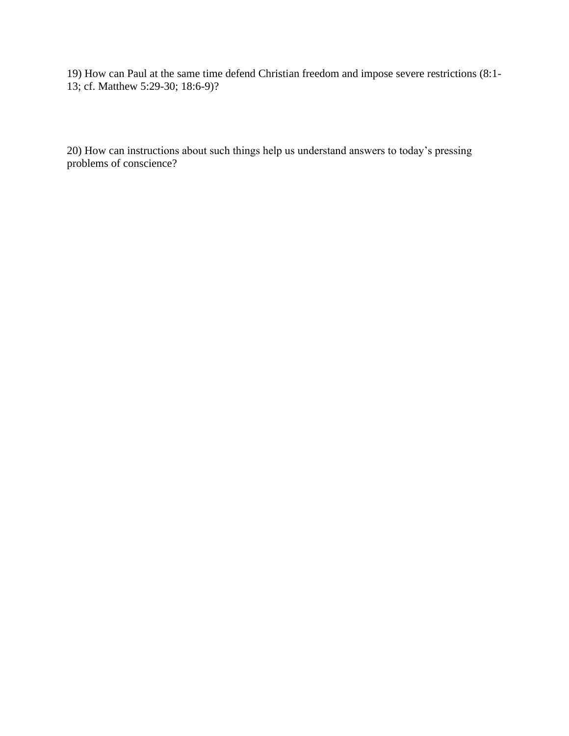19) How can Paul at the same time defend Christian freedom and impose severe restrictions (8:1-13; cf. Matthew 5:29-30; 18:6-9)?

20) How can instructions about such things help us understand answers to today's pressing problems of conscience?